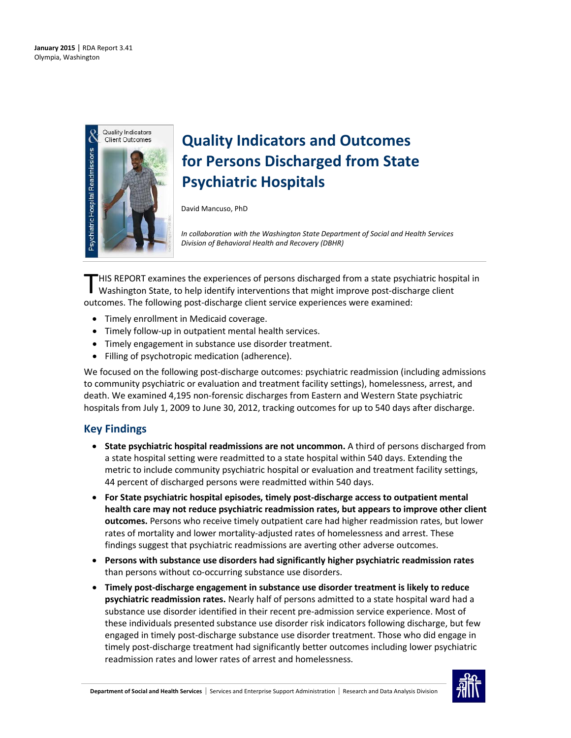**January 2015** | RDA Report 3.41
Olympia, Washington

# Quality Indicators and Outcomes for Persons Discharged from State Psychiatric Hospitals

David Mancuso, PhD

*In collaboration with the Washington State Department of Social and Health Services Division of Behavioral Health and Recovery (DBHR)*

THIS REPORT examines the experiences of persons discharged from a state psychiatric hospital in Washington State, to help identify interventions that might improve post-discharge client outcomes. The following post-discharge client service experiences were examined:

- Timely enrollment in Medicaid coverage.
- Timely follow-up in outpatient mental health services.
- Timely engagement in substance use disorder treatment.
- Filling of psychotropic medication (adherence).

We focused on the following post-discharge outcomes: psychiatric readmission (including admissions to community psychiatric or evaluation and treatment facility settings), homelessness, arrest, and death. We examined 4,195 non-forensic discharges from Eastern and Western State psychiatric hospitals from July 1, 2009 to June 30, 2012, tracking outcomes for up to 540 days after discharge.

## Key Findings

- **State psychiatric hospital readmissions are not uncommon.** A third of persons discharged from a state hospital setting were readmitted to a state hospital within 540 days. Extending the metric to include community psychiatric hospital or evaluation and treatment facility settings, 44 percent of discharged persons were readmitted within 540 days.
- **For State psychiatric hospital episodes, timely post-discharge access to outpatient mental health care may not reduce psychiatric readmission rates, but appears to improve other client outcomes.** Persons who receive timely outpatient care had higher readmission rates, but lower rates of mortality and lower mortality-adjusted rates of homelessness and arrest. These findings suggest that psychiatric readmissions are averting other adverse outcomes.
- **Persons with substance use disorders had significantly higher psychiatric readmission rates** than persons without co-occurring substance use disorders.
- **Timely post-discharge engagement in substance use disorder treatment is likely to reduce psychiatric readmission rates.** Nearly half of persons admitted to a state hospital ward had a substance use disorder identified in their recent pre-admission service experience. Most of these individuals presented substance use disorder risk indicators following discharge, but few engaged in timely post-discharge substance use disorder treatment. Those who did engage in timely post-discharge treatment had significantly better outcomes including lower psychiatric readmission rates and lower rates of arrest and homelessness.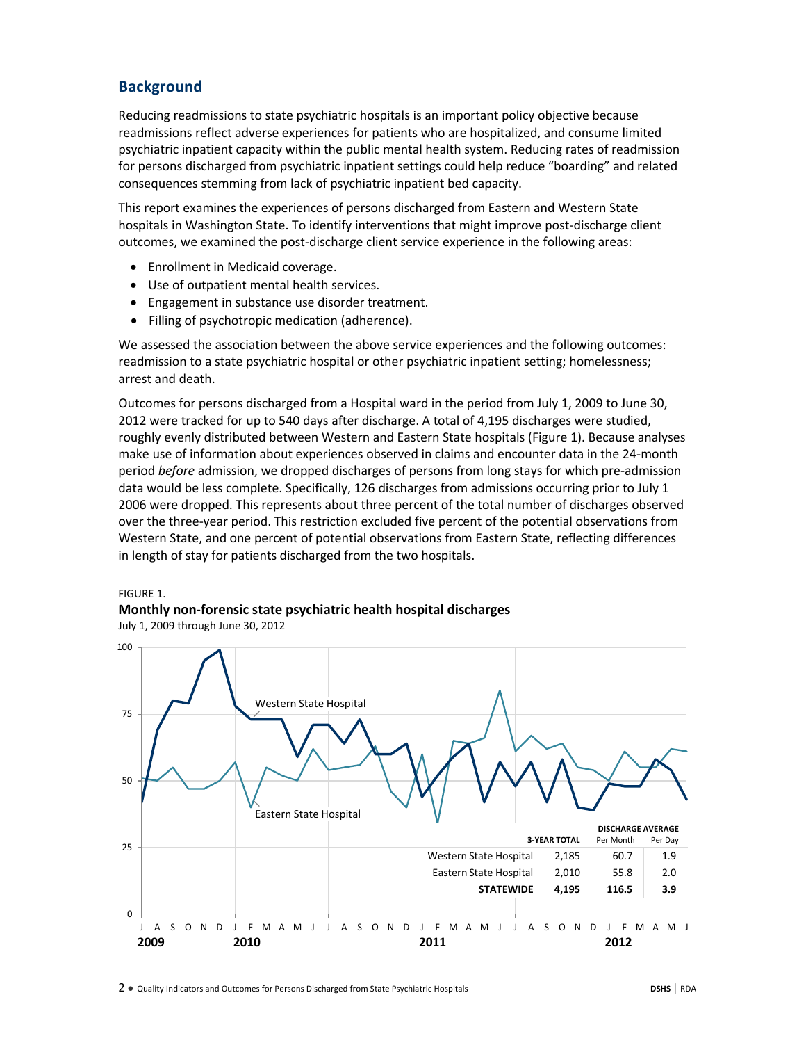## Background

Reducing readmissions to state psychiatric hospitals is an important policy objective because readmissions reflect adverse experiences for patients who are hospitalized, and consume limited psychiatric inpatient capacity within the public mental health system. Reducing rates of readmission for persons discharged from psychiatric inpatient settings could help reduce "boarding" and related consequences stemming from lack of psychiatric inpatient bed capacity.

This report examines the experiences of persons discharged from Eastern and Western State hospitals in Washington State. To identify interventions that might improve post-discharge client outcomes, we examined the post-discharge client service experience in the following areas:

- Enrollment in Medicaid coverage.
- Use of outpatient mental health services.
- Engagement in substance use disorder treatment.
- Filling of psychotropic medication (adherence).

We assessed the association between the above service experiences and the following outcomes: readmission to a state psychiatric hospital or other psychiatric inpatient setting; homelessness; arrest and death.

Outcomes for persons discharged from a Hospital ward in the period from July 1, 2009 to June 30, 2012 were tracked for up to 540 days after discharge. A total of 4,195 discharges were studied, roughly evenly distributed between Western and Eastern State hospitals (Figure 1). Because analyses make use of information about experiences observed in claims and encounter data in the 24-month period *before* admission, we dropped discharges of persons from long stays for which pre-admission data would be less complete. Specifically, 126 discharges from admissions occurring prior to July 1 2006 were dropped. This represents about three percent of the total number of discharges observed over the three-year period. This restriction excluded five percent of the potential observations from Western State, and one percent of potential observations from Eastern State, reflecting differences in length of stay for patients discharged from the two hospitals.

FIGURE 1.
**Monthly non-forensic state psychiatric health hospital discharges**
July 1, 2009 through June 30, 2012

| | 3-YEAR TOTAL | DISCHARGE AVERAGE Per Month | Per Day |
|---|---|---|---|
| Western State Hospital | 2,185 | 60.7 | 1.9 |
| Eastern State Hospital | 2,010 | 55.8 | 2.0 |
| **STATEWIDE** | **4,195** | **116.5** | **3.9** |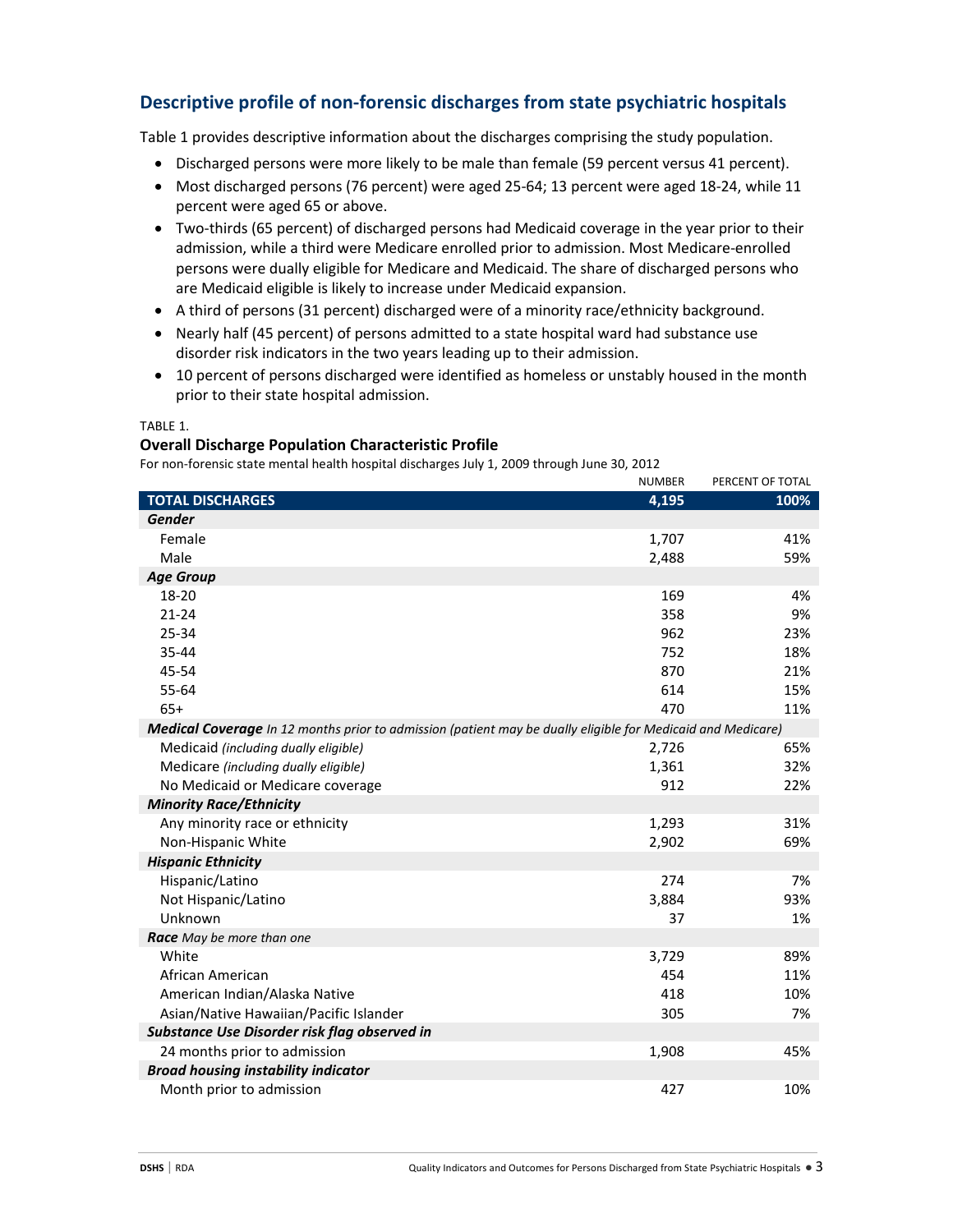## Descriptive profile of non-forensic discharges from state psychiatric hospitals

Table 1 provides descriptive information about the discharges comprising the study population.

- Discharged persons were more likely to be male than female (59 percent versus 41 percent).
- Most discharged persons (76 percent) were aged 25-64; 13 percent were aged 18-24, while 11 percent were aged 65 or above.
- Two-thirds (65 percent) of discharged persons had Medicaid coverage in the year prior to their admission, while a third were Medicare enrolled prior to admission. Most Medicare-enrolled persons were dually eligible for Medicare and Medicaid. The share of discharged persons who are Medicaid eligible is likely to increase under Medicaid expansion.
- A third of persons (31 percent) discharged were of a minority race/ethnicity background.
- Nearly half (45 percent) of persons admitted to a state hospital ward had substance use disorder risk indicators in the two years leading up to their admission.
- 10 percent of persons discharged were identified as homeless or unstably housed in the month prior to their state hospital admission.

TABLE 1.

**Overall Discharge Population Characteristic Profile**

For non-forensic state mental health hospital discharges July 1, 2009 through June 30, 2012

| | NUMBER | PERCENT OF TOTAL |
|---|---|---|
| **TOTAL DISCHARGES** | **4,195** | **100%** |
| ***Gender*** | | |
| Female | 1,707 | 41% |
| Male | 2,488 | 59% |
| ***Age Group*** | | |
| 18-20 | 169 | 4% |
| 21-24 | 358 | 9% |
| 25-34 | 962 | 23% |
| 35-44 | 752 | 18% |
| 45-54 | 870 | 21% |
| 55-64 | 614 | 15% |
| 65+ | 470 | 11% |
| ***Medical Coverage*** *In 12 months prior to admission (patient may be dually eligible for Medicaid and Medicare)* | | |
| Medicaid *(including dually eligible)* | 2,726 | 65% |
| Medicare *(including dually eligible)* | 1,361 | 32% |
| No Medicaid or Medicare coverage | 912 | 22% |
| ***Minority Race/Ethnicity*** | | |
| Any minority race or ethnicity | 1,293 | 31% |
| Non-Hispanic White | 2,902 | 69% |
| ***Hispanic Ethnicity*** | | |
| Hispanic/Latino | 274 | 7% |
| Not Hispanic/Latino | 3,884 | 93% |
| Unknown | 37 | 1% |
| ***Race*** *May be more than one* | | |
| White | 3,729 | 89% |
| African American | 454 | 11% |
| American Indian/Alaska Native | 418 | 10% |
| Asian/Native Hawaiian/Pacific Islander | 305 | 7% |
| ***Substance Use Disorder risk flag observed in*** | | |
| 24 months prior to admission | 1,908 | 45% |
| ***Broad housing instability indicator*** | | |
| Month prior to admission | 427 | 10% |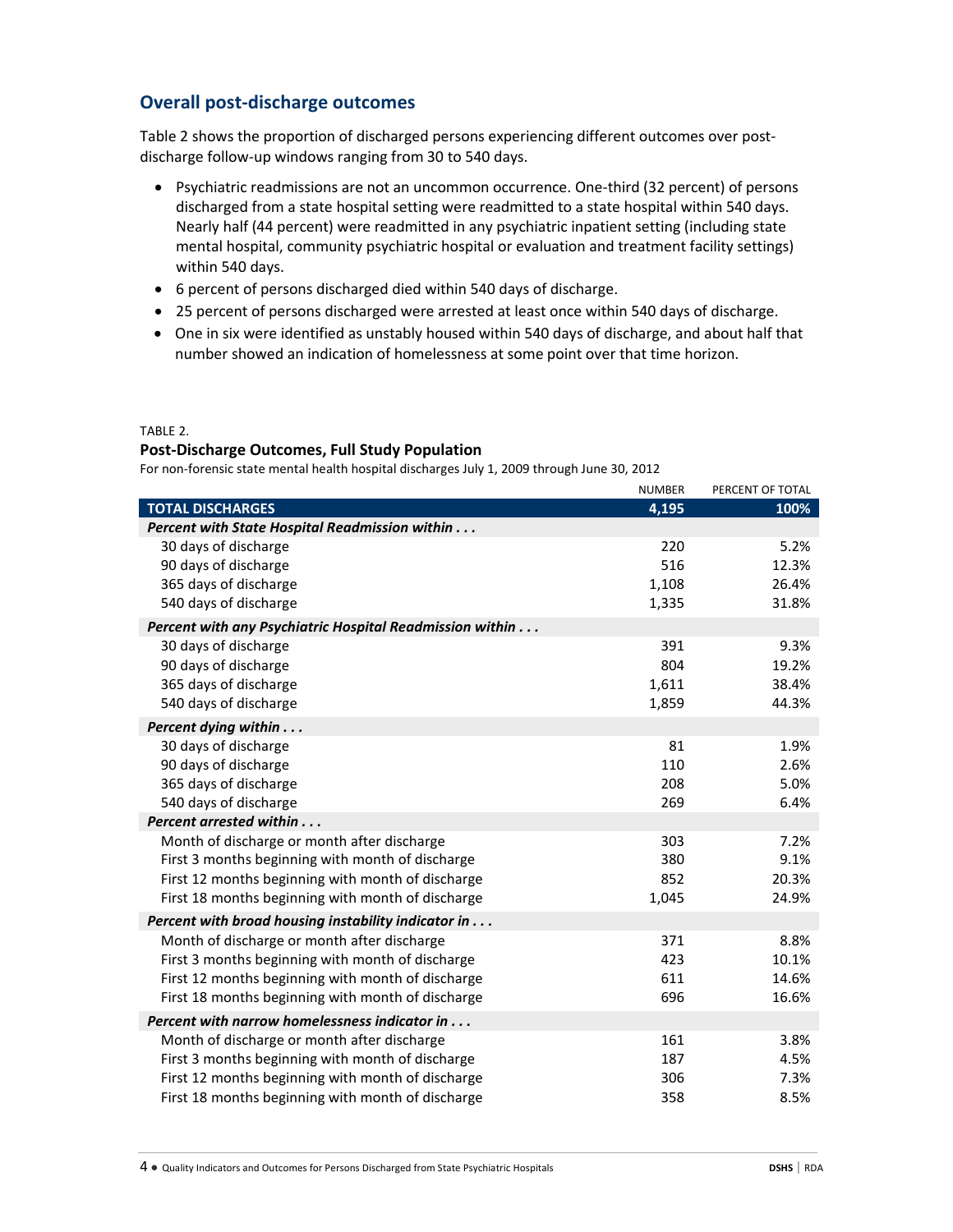## Overall post-discharge outcomes

Table 2 shows the proportion of discharged persons experiencing different outcomes over post-discharge follow-up windows ranging from 30 to 540 days.

- Psychiatric readmissions are not an uncommon occurrence. One-third (32 percent) of persons discharged from a state hospital setting were readmitted to a state hospital within 540 days. Nearly half (44 percent) were readmitted in any psychiatric inpatient setting (including state mental hospital, community psychiatric hospital or evaluation and treatment facility settings) within 540 days.
- 6 percent of persons discharged died within 540 days of discharge.
- 25 percent of persons discharged were arrested at least once within 540 days of discharge.
- One in six were identified as unstably housed within 540 days of discharge, and about half that number showed an indication of homelessness at some point over that time horizon.

TABLE 2.

**Post-Discharge Outcomes, Full Study Population**

For non-forensic state mental health hospital discharges July 1, 2009 through June 30, 2012

| | NUMBER | PERCENT OF TOTAL |
|---|---|---|
| **TOTAL DISCHARGES** | **4,195** | **100%** |
| ***Percent with State Hospital Readmission within . . .*** | | |
| 30 days of discharge | 220 | 5.2% |
| 90 days of discharge | 516 | 12.3% |
| 365 days of discharge | 1,108 | 26.4% |
| 540 days of discharge | 1,335 | 31.8% |
| ***Percent with any Psychiatric Hospital Readmission within . . .*** | | |
| 30 days of discharge | 391 | 9.3% |
| 90 days of discharge | 804 | 19.2% |
| 365 days of discharge | 1,611 | 38.4% |
| 540 days of discharge | 1,859 | 44.3% |
| ***Percent dying within . . .*** | | |
| 30 days of discharge | 81 | 1.9% |
| 90 days of discharge | 110 | 2.6% |
| 365 days of discharge | 208 | 5.0% |
| 540 days of discharge | 269 | 6.4% |
| ***Percent arrested within . . .*** | | |
| Month of discharge or month after discharge | 303 | 7.2% |
| First 3 months beginning with month of discharge | 380 | 9.1% |
| First 12 months beginning with month of discharge | 852 | 20.3% |
| First 18 months beginning with month of discharge | 1,045 | 24.9% |
| ***Percent with broad housing instability indicator in . . .*** | | |
| Month of discharge or month after discharge | 371 | 8.8% |
| First 3 months beginning with month of discharge | 423 | 10.1% |
| First 12 months beginning with month of discharge | 611 | 14.6% |
| First 18 months beginning with month of discharge | 696 | 16.6% |
| ***Percent with narrow homelessness indicator in . . .*** | | |
| Month of discharge or month after discharge | 161 | 3.8% |
| First 3 months beginning with month of discharge | 187 | 4.5% |
| First 12 months beginning with month of discharge | 306 | 7.3% |
| First 18 months beginning with month of discharge | 358 | 8.5% |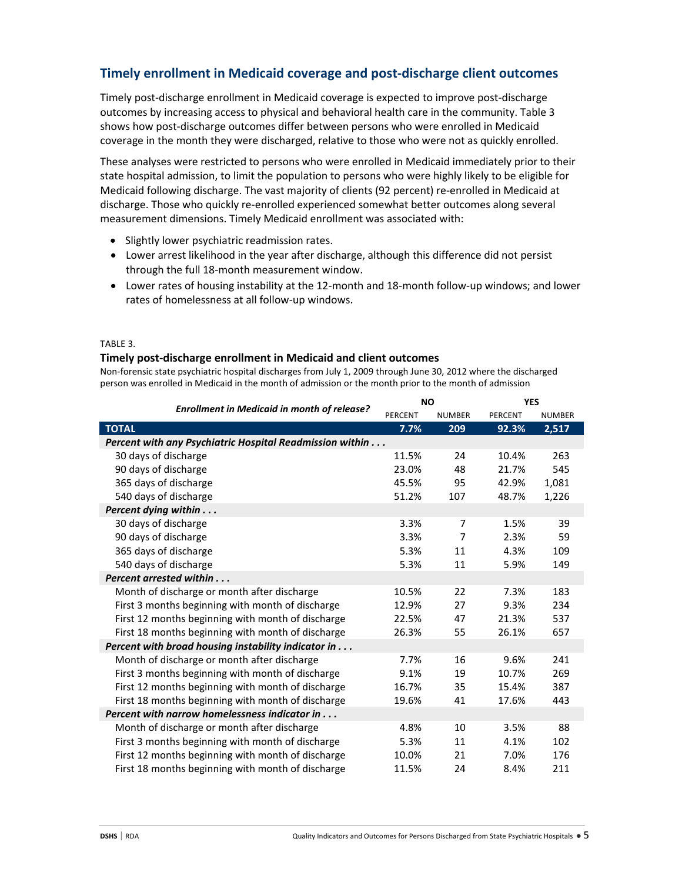## Timely enrollment in Medicaid coverage and post-discharge client outcomes

Timely post-discharge enrollment in Medicaid coverage is expected to improve post-discharge outcomes by increasing access to physical and behavioral health care in the community. Table 3 shows how post-discharge outcomes differ between persons who were enrolled in Medicaid coverage in the month they were discharged, relative to those who were not as quickly enrolled.

These analyses were restricted to persons who were enrolled in Medicaid immediately prior to their state hospital admission, to limit the population to persons who were highly likely to be eligible for Medicaid following discharge. The vast majority of clients (92 percent) re-enrolled in Medicaid at discharge. Those who quickly re-enrolled experienced somewhat better outcomes along several measurement dimensions. Timely Medicaid enrollment was associated with:

- Slightly lower psychiatric readmission rates.
- Lower arrest likelihood in the year after discharge, although this difference did not persist through the full 18-month measurement window.
- Lower rates of housing instability at the 12-month and 18-month follow-up windows; and lower rates of homelessness at all follow-up windows.

TABLE 3.

**Timely post-discharge enrollment in Medicaid and client outcomes**

Non-forensic state psychiatric hospital discharges from July 1, 2009 through June 30, 2012 where the discharged person was enrolled in Medicaid in the month of admission or the month prior to the month of admission

| *Enrollment in Medicaid in month of release?* | NO | | YES | |
|---|---|---|---|---|
| | PERCENT | NUMBER | PERCENT | NUMBER |
| **TOTAL** | **7.7%** | **209** | **92.3%** | **2,517** |
| ***Percent with any Psychiatric Hospital Readmission within . . .*** | | | | |
| 30 days of discharge | 11.5% | 24 | 10.4% | 263 |
| 90 days of discharge | 23.0% | 48 | 21.7% | 545 |
| 365 days of discharge | 45.5% | 95 | 42.9% | 1,081 |
| 540 days of discharge | 51.2% | 107 | 48.7% | 1,226 |
| ***Percent dying within . . .*** | | | | |
| 30 days of discharge | 3.3% | 7 | 1.5% | 39 |
| 90 days of discharge | 3.3% | 7 | 2.3% | 59 |
| 365 days of discharge | 5.3% | 11 | 4.3% | 109 |
| 540 days of discharge | 5.3% | 11 | 5.9% | 149 |
| ***Percent arrested within . . .*** | | | | |
| Month of discharge or month after discharge | 10.5% | 22 | 7.3% | 183 |
| First 3 months beginning with month of discharge | 12.9% | 27 | 9.3% | 234 |
| First 12 months beginning with month of discharge | 22.5% | 47 | 21.3% | 537 |
| First 18 months beginning with month of discharge | 26.3% | 55 | 26.1% | 657 |
| ***Percent with broad housing instability indicator in . . .*** | | | | |
| Month of discharge or month after discharge | 7.7% | 16 | 9.6% | 241 |
| First 3 months beginning with month of discharge | 9.1% | 19 | 10.7% | 269 |
| First 12 months beginning with month of discharge | 16.7% | 35 | 15.4% | 387 |
| First 18 months beginning with month of discharge | 19.6% | 41 | 17.6% | 443 |
| ***Percent with narrow homelessness indicator in . . .*** | | | | |
| Month of discharge or month after discharge | 4.8% | 10 | 3.5% | 88 |
| First 3 months beginning with month of discharge | 5.3% | 11 | 4.1% | 102 |
| First 12 months beginning with month of discharge | 10.0% | 21 | 7.0% | 176 |
| First 18 months beginning with month of discharge | 11.5% | 24 | 8.4% | 211 |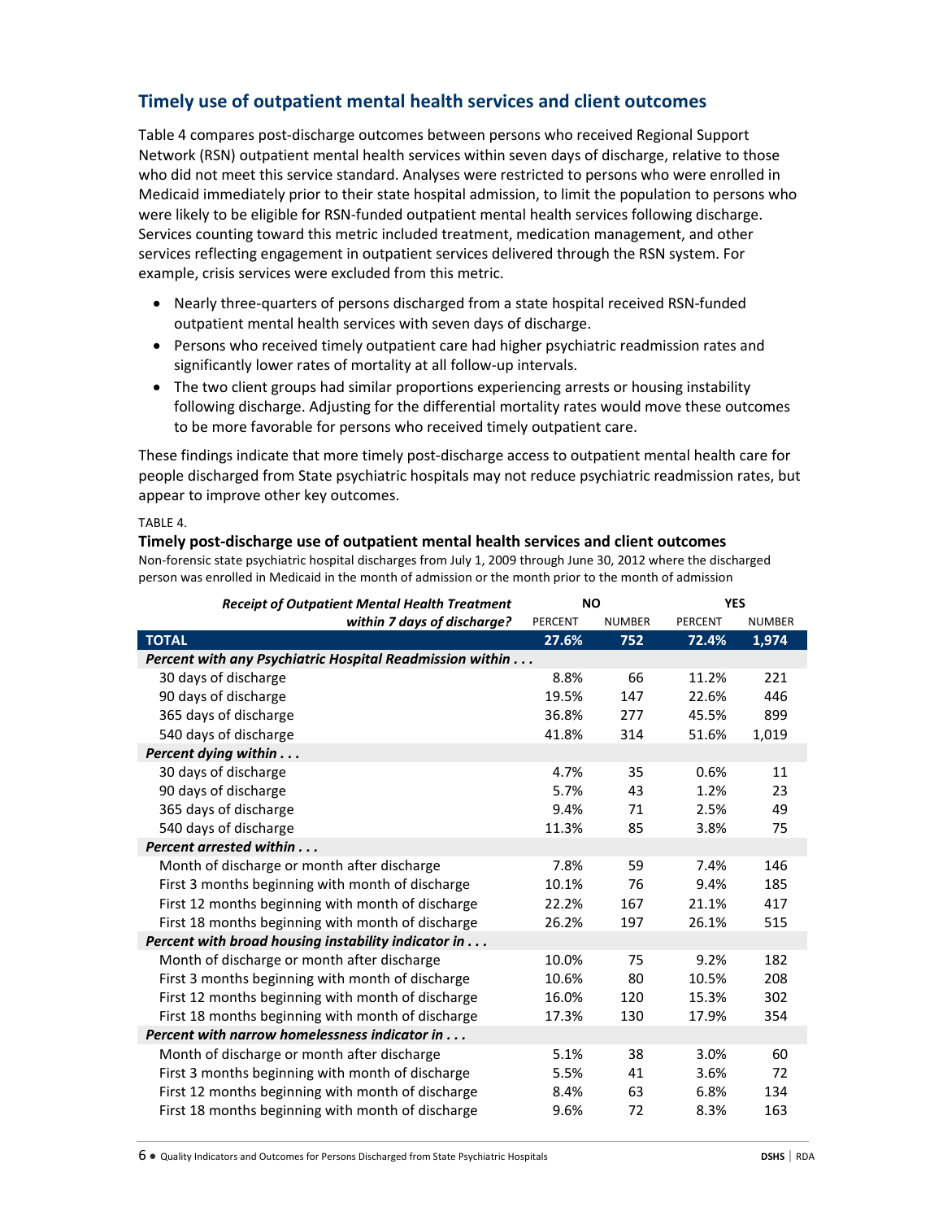## Timely use of outpatient mental health services and client outcomes

Table 4 compares post-discharge outcomes between persons who received Regional Support Network (RSN) outpatient mental health services within seven days of discharge, relative to those who did not meet this service standard. Analyses were restricted to persons who were enrolled in Medicaid immediately prior to their state hospital admission, to limit the population to persons who were likely to be eligible for RSN-funded outpatient mental health services following discharge. Services counting toward this metric included treatment, medication management, and other services reflecting engagement in outpatient services delivered through the RSN system. For example, crisis services were excluded from this metric.

- Nearly three-quarters of persons discharged from a state hospital received RSN-funded outpatient mental health services with seven days of discharge.
- Persons who received timely outpatient care had higher psychiatric readmission rates and significantly lower rates of mortality at all follow-up intervals.
- The two client groups had similar proportions experiencing arrests or housing instability following discharge. Adjusting for the differential mortality rates would move these outcomes to be more favorable for persons who received timely outpatient care.

These findings indicate that more timely post-discharge access to outpatient mental health care for people discharged from State psychiatric hospitals may not reduce psychiatric readmission rates, but appear to improve other key outcomes.

TABLE 4.

**Timely post-discharge use of outpatient mental health services and client outcomes**

Non-forensic state psychiatric hospital discharges from July 1, 2009 through June 30, 2012 where the discharged person was enrolled in Medicaid in the month of admission or the month prior to the month of admission

| *Receipt of Outpatient Mental Health Treatment within 7 days of discharge?* | NO | | YES | |
|---|---|---|---|---|
| | PERCENT | NUMBER | PERCENT | NUMBER |
| **TOTAL** | **27.6%** | **752** | **72.4%** | **1,974** |
| ***Percent with any Psychiatric Hospital Readmission within . . .*** | | | | |
| 30 days of discharge | 8.8% | 66 | 11.2% | 221 |
| 90 days of discharge | 19.5% | 147 | 22.6% | 446 |
| 365 days of discharge | 36.8% | 277 | 45.5% | 899 |
| 540 days of discharge | 41.8% | 314 | 51.6% | 1,019 |
| ***Percent dying within . . .*** | | | | |
| 30 days of discharge | 4.7% | 35 | 0.6% | 11 |
| 90 days of discharge | 5.7% | 43 | 1.2% | 23 |
| 365 days of discharge | 9.4% | 71 | 2.5% | 49 |
| 540 days of discharge | 11.3% | 85 | 3.8% | 75 |
| ***Percent arrested within . . .*** | | | | |
| Month of discharge or month after discharge | 7.8% | 59 | 7.4% | 146 |
| First 3 months beginning with month of discharge | 10.1% | 76 | 9.4% | 185 |
| First 12 months beginning with month of discharge | 22.2% | 167 | 21.1% | 417 |
| First 18 months beginning with month of discharge | 26.2% | 197 | 26.1% | 515 |
| ***Percent with broad housing instability indicator in . . .*** | | | | |
| Month of discharge or month after discharge | 10.0% | 75 | 9.2% | 182 |
| First 3 months beginning with month of discharge | 10.6% | 80 | 10.5% | 208 |
| First 12 months beginning with month of discharge | 16.0% | 120 | 15.3% | 302 |
| First 18 months beginning with month of discharge | 17.3% | 130 | 17.9% | 354 |
| ***Percent with narrow homelessness indicator in . . .*** | | | | |
| Month of discharge or month after discharge | 5.1% | 38 | 3.0% | 60 |
| First 3 months beginning with month of discharge | 5.5% | 41 | 3.6% | 72 |
| First 12 months beginning with month of discharge | 8.4% | 63 | 6.8% | 134 |
| First 18 months beginning with month of discharge | 9.6% | 72 | 8.3% | 163 |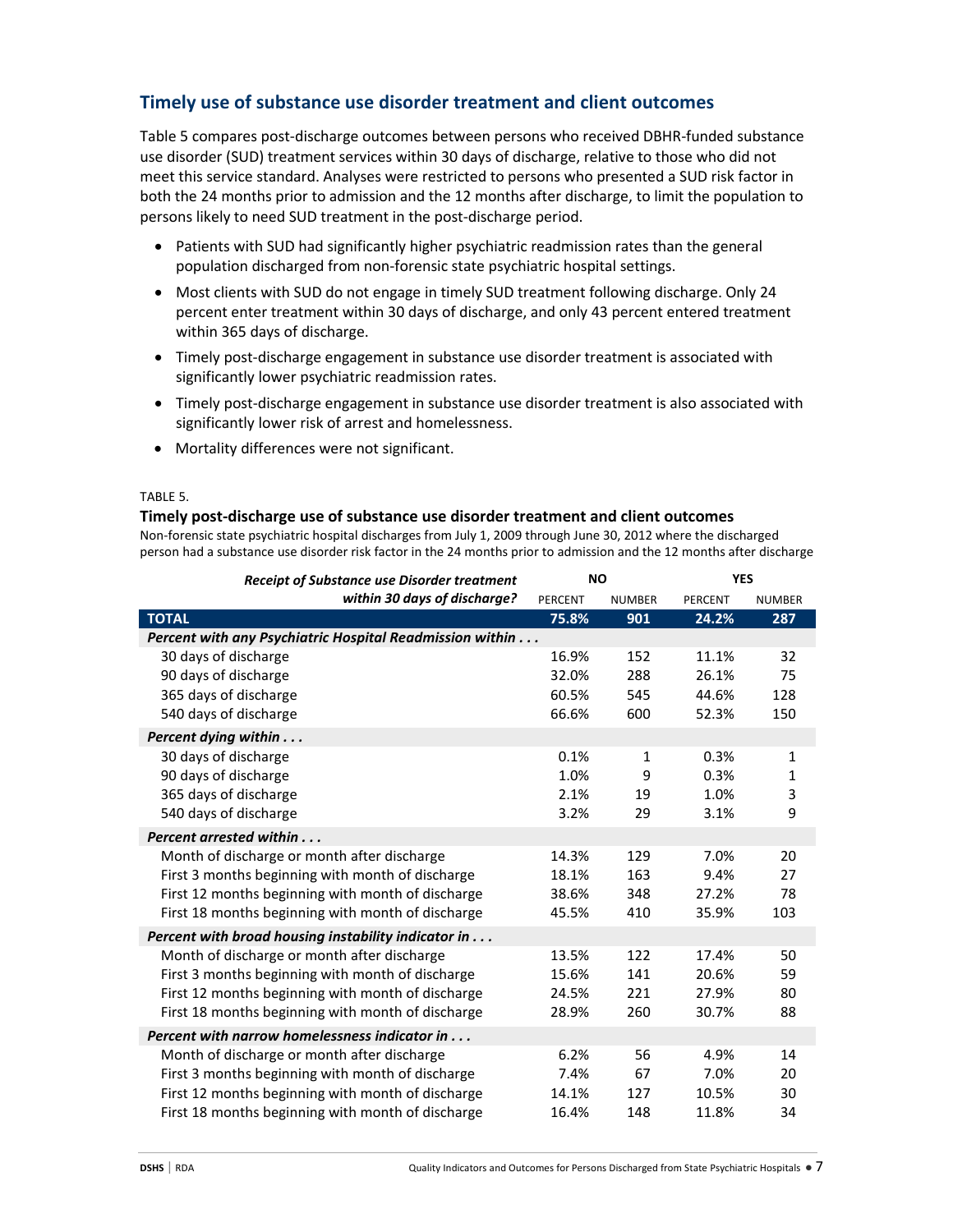## Timely use of substance use disorder treatment and client outcomes

Table 5 compares post-discharge outcomes between persons who received DBHR-funded substance use disorder (SUD) treatment services within 30 days of discharge, relative to those who did not meet this service standard. Analyses were restricted to persons who presented a SUD risk factor in both the 24 months prior to admission and the 12 months after discharge, to limit the population to persons likely to need SUD treatment in the post-discharge period.

- Patients with SUD had significantly higher psychiatric readmission rates than the general population discharged from non-forensic state psychiatric hospital settings.
- Most clients with SUD do not engage in timely SUD treatment following discharge. Only 24 percent enter treatment within 30 days of discharge, and only 43 percent entered treatment within 365 days of discharge.
- Timely post-discharge engagement in substance use disorder treatment is associated with significantly lower psychiatric readmission rates.
- Timely post-discharge engagement in substance use disorder treatment is also associated with significantly lower risk of arrest and homelessness.
- Mortality differences were not significant.

TABLE 5.

**Timely post-discharge use of substance use disorder treatment and client outcomes**

Non-forensic state psychiatric hospital discharges from July 1, 2009 through June 30, 2012 where the discharged person had a substance use disorder risk factor in the 24 months prior to admission and the 12 months after discharge

| ***Receipt of Substance use Disorder treatment within 30 days of discharge?*** | **NO** | | **YES** | |
|---|---|---|---|---|
| | PERCENT | NUMBER | PERCENT | NUMBER |
| **TOTAL** | **75.8%** | **901** | **24.2%** | **287** |
| ***Percent with any Psychiatric Hospital Readmission within . . .*** | | | | |
| 30 days of discharge | 16.9% | 152 | 11.1% | 32 |
| 90 days of discharge | 32.0% | 288 | 26.1% | 75 |
| 365 days of discharge | 60.5% | 545 | 44.6% | 128 |
| 540 days of discharge | 66.6% | 600 | 52.3% | 150 |
| ***Percent dying within . . .*** | | | | |
| 30 days of discharge | 0.1% | 1 | 0.3% | 1 |
| 90 days of discharge | 1.0% | 9 | 0.3% | 1 |
| 365 days of discharge | 2.1% | 19 | 1.0% | 3 |
| 540 days of discharge | 3.2% | 29 | 3.1% | 9 |
| ***Percent arrested within . . .*** | | | | |
| Month of discharge or month after discharge | 14.3% | 129 | 7.0% | 20 |
| First 3 months beginning with month of discharge | 18.1% | 163 | 9.4% | 27 |
| First 12 months beginning with month of discharge | 38.6% | 348 | 27.2% | 78 |
| First 18 months beginning with month of discharge | 45.5% | 410 | 35.9% | 103 |
| ***Percent with broad housing instability indicator in . . .*** | | | | |
| Month of discharge or month after discharge | 13.5% | 122 | 17.4% | 50 |
| First 3 months beginning with month of discharge | 15.6% | 141 | 20.6% | 59 |
| First 12 months beginning with month of discharge | 24.5% | 221 | 27.9% | 80 |
| First 18 months beginning with month of discharge | 28.9% | 260 | 30.7% | 88 |
| ***Percent with narrow homelessness indicator in . . .*** | | | | |
| Month of discharge or month after discharge | 6.2% | 56 | 4.9% | 14 |
| First 3 months beginning with month of discharge | 7.4% | 67 | 7.0% | 20 |
| First 12 months beginning with month of discharge | 14.1% | 127 | 10.5% | 30 |
| First 18 months beginning with month of discharge | 16.4% | 148 | 11.8% | 34 |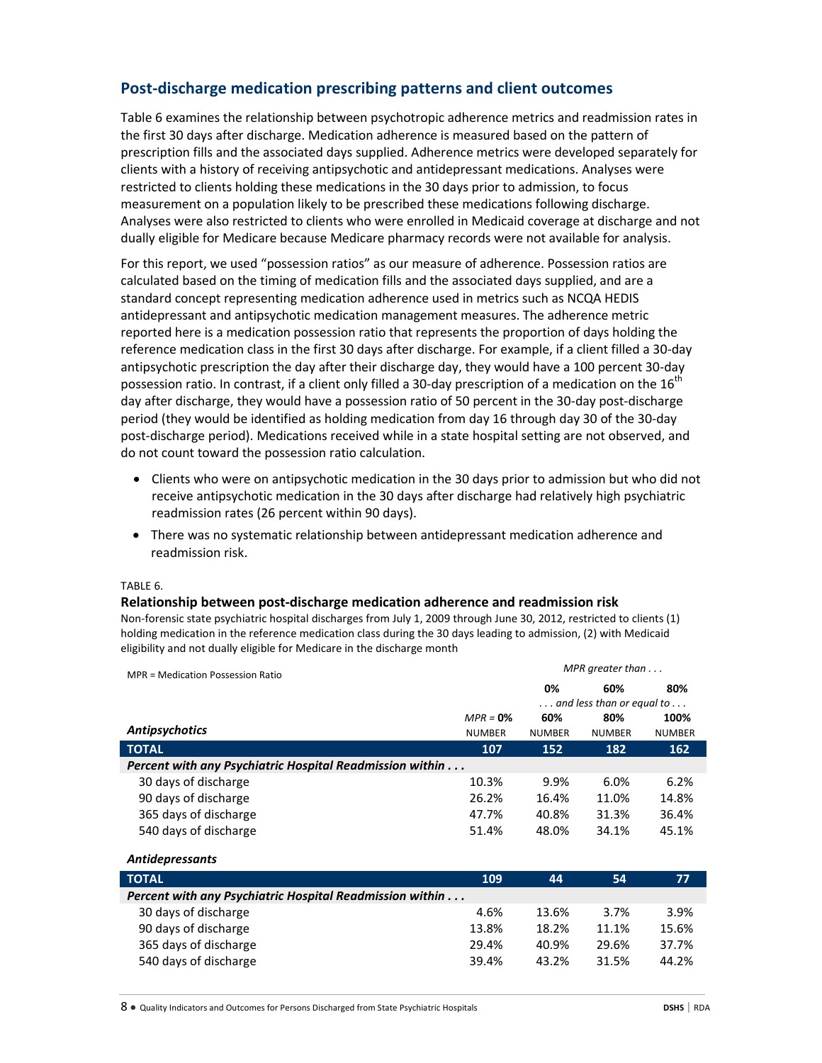## Post-discharge medication prescribing patterns and client outcomes

Table 6 examines the relationship between psychotropic adherence metrics and readmission rates in the first 30 days after discharge. Medication adherence is measured based on the pattern of prescription fills and the associated days supplied. Adherence metrics were developed separately for clients with a history of receiving antipsychotic and antidepressant medications. Analyses were restricted to clients holding these medications in the 30 days prior to admission, to focus measurement on a population likely to be prescribed these medications following discharge. Analyses were also restricted to clients who were enrolled in Medicaid coverage at discharge and not dually eligible for Medicare because Medicare pharmacy records were not available for analysis.

For this report, we used "possession ratios" as our measure of adherence. Possession ratios are calculated based on the timing of medication fills and the associated days supplied, and are a standard concept representing medication adherence used in metrics such as NCQA HEDIS antidepressant and antipsychotic medication management measures. The adherence metric reported here is a medication possession ratio that represents the proportion of days holding the reference medication class in the first 30 days after discharge. For example, if a client filled a 30-day antipsychotic prescription the day after their discharge day, they would have a 100 percent 30-day possession ratio. In contrast, if a client only filled a 30-day prescription of a medication on the 16th day after discharge, they would have a possession ratio of 50 percent in the 30-day post-discharge period (they would be identified as holding medication from day 16 through day 30 of the 30-day post-discharge period). Medications received while in a state hospital setting are not observed, and do not count toward the possession ratio calculation.

- Clients who were on antipsychotic medication in the 30 days prior to admission but who did not receive antipsychotic medication in the 30 days after discharge had relatively high psychiatric readmission rates (26 percent within 90 days).
- There was no systematic relationship between antidepressant medication adherence and readmission risk.

TABLE 6.

**Relationship between post-discharge medication adherence and readmission risk**

Non-forensic state psychiatric hospital discharges from July 1, 2009 through June 30, 2012, restricted to clients (1) holding medication in the reference medication class during the 30 days leading to admission, (2) with Medicaid eligibility and not dually eligible for Medicare in the discharge month

| MPR = Medication Possession Ratio | | *MPR greater than . . .* | | |
|---|---|---|---|---|
| | | 0% | 60% | 80% |
| | | *. . . and less than or equal to . . .* | | |
| | *MPR* = **0%** | 60% | 80% | 100% |
| ***Antipsychotics*** | NUMBER | NUMBER | NUMBER | NUMBER |
| **TOTAL** | **107** | **152** | **182** | **162** |
| ***Percent with any Psychiatric Hospital Readmission within . . .*** | | | | |
| 30 days of discharge | 10.3% | 9.9% | 6.0% | 6.2% |
| 90 days of discharge | 26.2% | 16.4% | 11.0% | 14.8% |
| 365 days of discharge | 47.7% | 40.8% | 31.3% | 36.4% |
| 540 days of discharge | 51.4% | 48.0% | 34.1% | 45.1% |
| ***Antidepressants*** | | | | |
| **TOTAL** | **109** | **44** | **54** | **77** |
| ***Percent with any Psychiatric Hospital Readmission within . . .*** | | | | |
| 30 days of discharge | 4.6% | 13.6% | 3.7% | 3.9% |
| 90 days of discharge | 13.8% | 18.2% | 11.1% | 15.6% |
| 365 days of discharge | 29.4% | 40.9% | 29.6% | 37.7% |
| 540 days of discharge | 39.4% | 43.2% | 31.5% | 44.2% |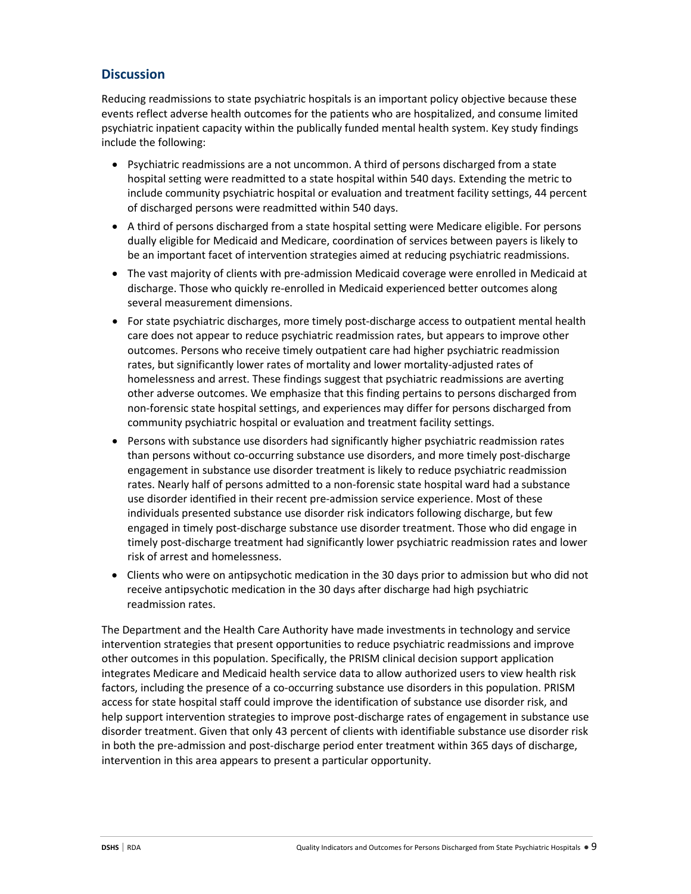## Discussion

Reducing readmissions to state psychiatric hospitals is an important policy objective because these events reflect adverse health outcomes for the patients who are hospitalized, and consume limited psychiatric inpatient capacity within the publically funded mental health system. Key study findings include the following:

- Psychiatric readmissions are a not uncommon. A third of persons discharged from a state hospital setting were readmitted to a state hospital within 540 days. Extending the metric to include community psychiatric hospital or evaluation and treatment facility settings, 44 percent of discharged persons were readmitted within 540 days.
- A third of persons discharged from a state hospital setting were Medicare eligible. For persons dually eligible for Medicaid and Medicare, coordination of services between payers is likely to be an important facet of intervention strategies aimed at reducing psychiatric readmissions.
- The vast majority of clients with pre-admission Medicaid coverage were enrolled in Medicaid at discharge. Those who quickly re-enrolled in Medicaid experienced better outcomes along several measurement dimensions.
- For state psychiatric discharges, more timely post-discharge access to outpatient mental health care does not appear to reduce psychiatric readmission rates, but appears to improve other outcomes. Persons who receive timely outpatient care had higher psychiatric readmission rates, but significantly lower rates of mortality and lower mortality-adjusted rates of homelessness and arrest. These findings suggest that psychiatric readmissions are averting other adverse outcomes. We emphasize that this finding pertains to persons discharged from non-forensic state hospital settings, and experiences may differ for persons discharged from community psychiatric hospital or evaluation and treatment facility settings.
- Persons with substance use disorders had significantly higher psychiatric readmission rates than persons without co-occurring substance use disorders, and more timely post-discharge engagement in substance use disorder treatment is likely to reduce psychiatric readmission rates. Nearly half of persons admitted to a non-forensic state hospital ward had a substance use disorder identified in their recent pre-admission service experience. Most of these individuals presented substance use disorder risk indicators following discharge, but few engaged in timely post-discharge substance use disorder treatment. Those who did engage in timely post-discharge treatment had significantly lower psychiatric readmission rates and lower risk of arrest and homelessness.
- Clients who were on antipsychotic medication in the 30 days prior to admission but who did not receive antipsychotic medication in the 30 days after discharge had high psychiatric readmission rates.

The Department and the Health Care Authority have made investments in technology and service intervention strategies that present opportunities to reduce psychiatric readmissions and improve other outcomes in this population. Specifically, the PRISM clinical decision support application integrates Medicare and Medicaid health service data to allow authorized users to view health risk factors, including the presence of a co-occurring substance use disorders in this population. PRISM access for state hospital staff could improve the identification of substance use disorder risk, and help support intervention strategies to improve post-discharge rates of engagement in substance use disorder treatment. Given that only 43 percent of clients with identifiable substance use disorder risk in both the pre-admission and post-discharge period enter treatment within 365 days of discharge, intervention in this area appears to present a particular opportunity.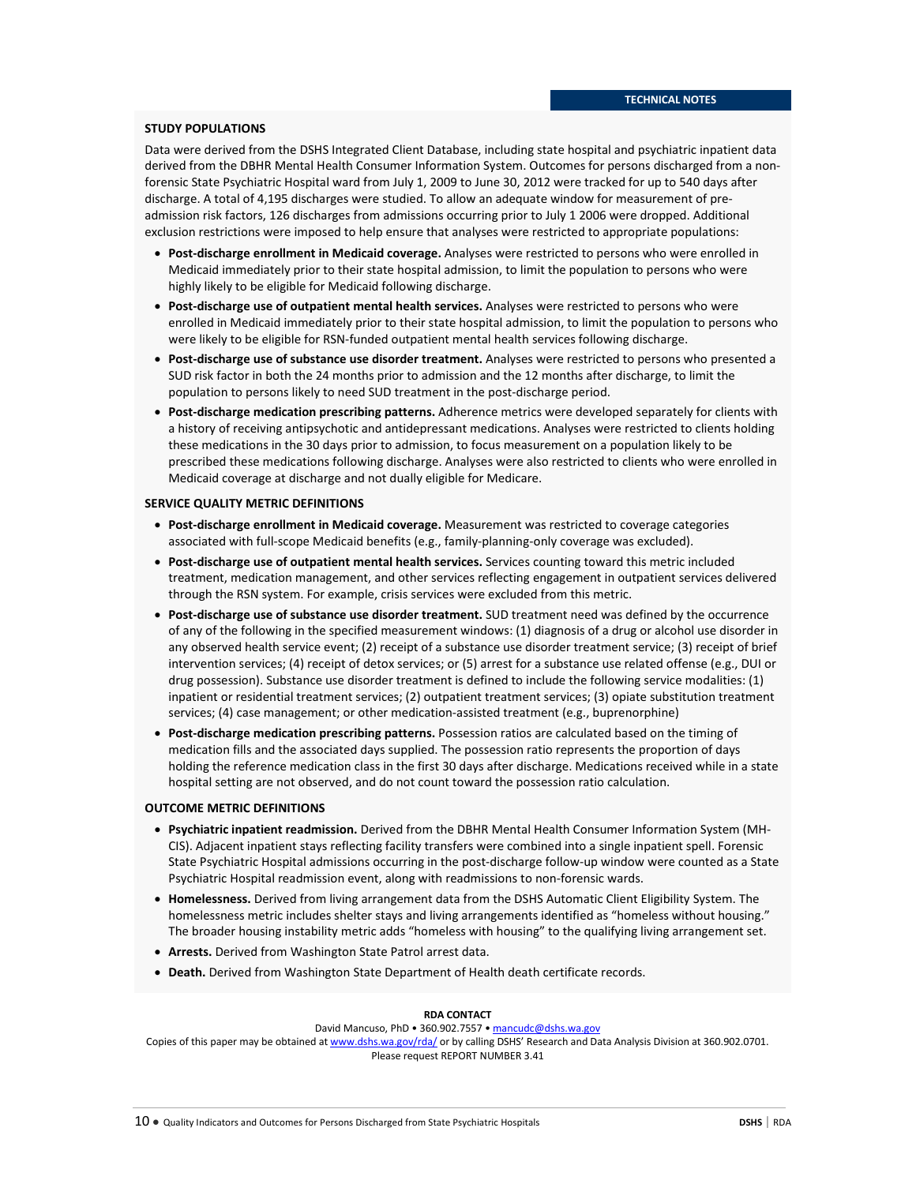TECHNICAL NOTES

## STUDY POPULATIONS

Data were derived from the DSHS Integrated Client Database, including state hospital and psychiatric inpatient data derived from the DBHR Mental Health Consumer Information System. Outcomes for persons discharged from a non-forensic State Psychiatric Hospital ward from July 1, 2009 to June 30, 2012 were tracked for up to 540 days after discharge. A total of 4,195 discharges were studied. To allow an adequate window for measurement of pre-admission risk factors, 126 discharges from admissions occurring prior to July 1 2006 were dropped. Additional exclusion restrictions were imposed to help ensure that analyses were restricted to appropriate populations:

- **Post-discharge enrollment in Medicaid coverage.** Analyses were restricted to persons who were enrolled in Medicaid immediately prior to their state hospital admission, to limit the population to persons who were highly likely to be eligible for Medicaid following discharge.
- **Post-discharge use of outpatient mental health services.** Analyses were restricted to persons who were enrolled in Medicaid immediately prior to their state hospital admission, to limit the population to persons who were likely to be eligible for RSN-funded outpatient mental health services following discharge.
- **Post-discharge use of substance use disorder treatment.** Analyses were restricted to persons who presented a SUD risk factor in both the 24 months prior to admission and the 12 months after discharge, to limit the population to persons likely to need SUD treatment in the post-discharge period.
- **Post-discharge medication prescribing patterns.** Adherence metrics were developed separately for clients with a history of receiving antipsychotic and antidepressant medications. Analyses were restricted to clients holding these medications in the 30 days prior to admission, to focus measurement on a population likely to be prescribed these medications following discharge. Analyses were also restricted to clients who were enrolled in Medicaid coverage at discharge and not dually eligible for Medicare.

## SERVICE QUALITY METRIC DEFINITIONS

- **Post-discharge enrollment in Medicaid coverage.** Measurement was restricted to coverage categories associated with full-scope Medicaid benefits (e.g., family-planning-only coverage was excluded).
- **Post-discharge use of outpatient mental health services.** Services counting toward this metric included treatment, medication management, and other services reflecting engagement in outpatient services delivered through the RSN system. For example, crisis services were excluded from this metric.
- **Post-discharge use of substance use disorder treatment.** SUD treatment need was defined by the occurrence of any of the following in the specified measurement windows: (1) diagnosis of a drug or alcohol use disorder in any observed health service event; (2) receipt of a substance use disorder treatment service; (3) receipt of brief intervention services; (4) receipt of detox services; or (5) arrest for a substance use related offense (e.g., DUI or drug possession). Substance use disorder treatment is defined to include the following service modalities: (1) inpatient or residential treatment services; (2) outpatient treatment services; (3) opiate substitution treatment services; (4) case management; or other medication-assisted treatment (e.g., buprenorphine)
- **Post-discharge medication prescribing patterns.** Possession ratios are calculated based on the timing of medication fills and the associated days supplied. The possession ratio represents the proportion of days holding the reference medication class in the first 30 days after discharge. Medications received while in a state hospital setting are not observed, and do not count toward the possession ratio calculation.

## OUTCOME METRIC DEFINITIONS

- **Psychiatric inpatient readmission.** Derived from the DBHR Mental Health Consumer Information System (MH-CIS). Adjacent inpatient stays reflecting facility transfers were combined into a single inpatient spell. Forensic State Psychiatric Hospital admissions occurring in the post-discharge follow-up window were counted as a State Psychiatric Hospital readmission event, along with readmissions to non-forensic wards.
- **Homelessness.** Derived from living arrangement data from the DSHS Automatic Client Eligibility System. The homelessness metric includes shelter stays and living arrangements identified as "homeless without housing." The broader housing instability metric adds "homeless with housing" to the qualifying living arrangement set.
- **Arrests.** Derived from Washington State Patrol arrest data.
- **Death.** Derived from Washington State Department of Health death certificate records.

**RDA CONTACT**

David Mancuso, PhD • 360.902.7557 • mancudc@dshs.wa.gov

Copies of this paper may be obtained at www.dshs.wa.gov/rda/ or by calling DSHS' Research and Data Analysis Division at 360.902.0701.
Please request REPORT NUMBER 3.41